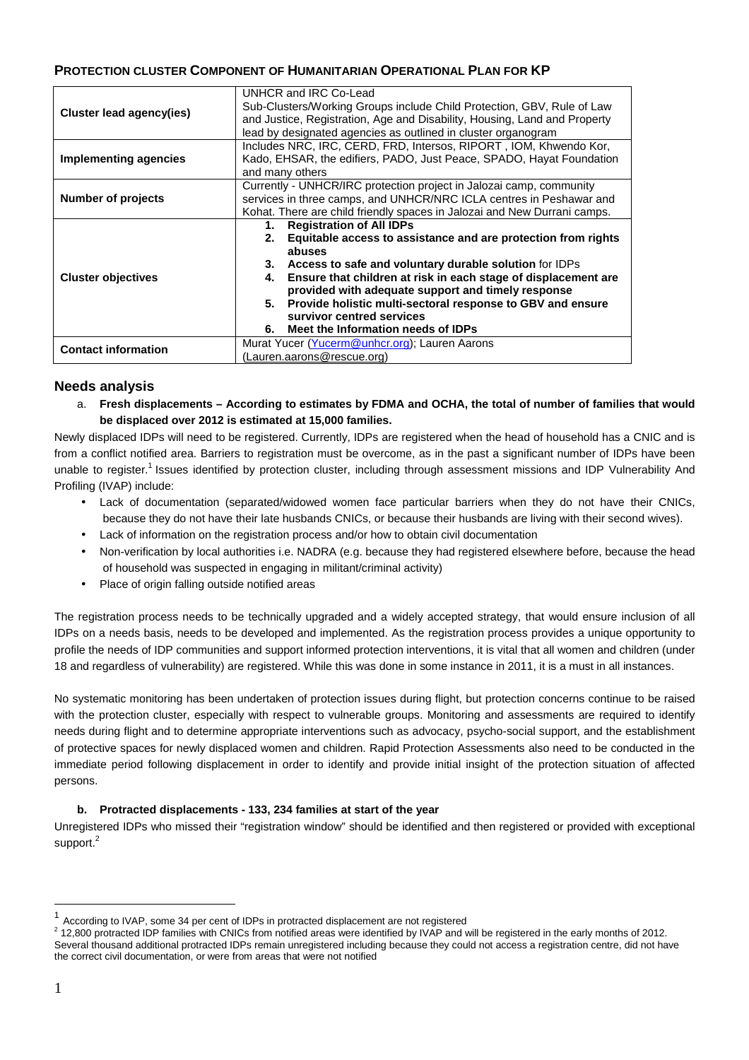## **PROTECTION CLUSTER COMPONENT OF HUMANITARIAN OPERATIONAL PLAN FOR KP**

| | |
|---|---|
| **Cluster lead agency(ies)** | UNHCR and IRC Co-Lead<br>Sub-Clusters/Working Groups include Child Protection, GBV, Rule of Law and Justice, Registration, Age and Disability, Housing, Land and Property lead by designated agencies as outlined in cluster organogram |
| **Implementing agencies** | Includes NRC, IRC, CERD, FRD, Intersos, RIPORT , IOM, Khwendo Kor, Kado, EHSAR, the edifiers, PADO, Just Peace, SPADO, Hayat Foundation and many others |
| **Number of projects** | Currently - UNHCR/IRC protection project in Jalozai camp, community services in three camps, and UNHCR/NRC ICLA centres in Peshawar and Kohat. There are child friendly spaces in Jalozai and New Durrani camps. |
| **Cluster objectives** | 1. **Registration of All IDPs**<br>2. **Equitable access to assistance and are protection from rights abuses**<br>3. **Access to safe and voluntary durable solution** for IDPs<br>4. **Ensure that children at risk in each stage of displacement are provided with adequate support and timely response**<br>5. **Provide holistic multi-sectoral response to GBV and ensure survivor centred services**<br>6. **Meet the Information needs of IDPs** |
| **Contact information** | Murat Yucer (Yucerm@unhcr.org); Lauren Aarons (Lauren.aarons@rescue.org) |

## Needs analysis

a. **Fresh displacements – According to estimates by FDMA and OCHA, the total of number of families that would be displaced over 2012 is estimated at 15,000 families.**

Newly displaced IDPs will need to be registered. Currently, IDPs are registered when the head of household has a CNIC and is from a conflict notified area. Barriers to registration must be overcome, as in the past a significant number of IDPs have been unable to register.[1] Issues identified by protection cluster, including through assessment missions and IDP Vulnerability And Profiling (IVAP) include:

- Lack of documentation (separated/widowed women face particular barriers when they do not have their CNICs, because they do not have their late husbands CNICs, or because their husbands are living with their second wives).
- Lack of information on the registration process and/or how to obtain civil documentation
- Non-verification by local authorities i.e. NADRA (e.g. because they had registered elsewhere before, because the head of household was suspected in engaging in militant/criminal activity)
- Place of origin falling outside notified areas

The registration process needs to be technically upgraded and a widely accepted strategy, that would ensure inclusion of all IDPs on a needs basis, needs to be developed and implemented. As the registration process provides a unique opportunity to profile the needs of IDP communities and support informed protection interventions, it is vital that all women and children (under 18 and regardless of vulnerability) are registered. While this was done in some instance in 2011, it is a must in all instances.

No systematic monitoring has been undertaken of protection issues during flight, but protection concerns continue to be raised with the protection cluster, especially with respect to vulnerable groups. Monitoring and assessments are required to identify needs during flight and to determine appropriate interventions such as advocacy, psycho-social support, and the establishment of protective spaces for newly displaced women and children. Rapid Protection Assessments also need to be conducted in the immediate period following displacement in order to identify and provide initial insight of the protection situation of affected persons.

b. **Protracted displacements - 133, 234 families at start of the year**

Unregistered IDPs who missed their "registration window" should be identified and then registered or provided with exceptional support.[2]

---

[1] According to IVAP, some 34 per cent of IDPs in protracted displacement are not registered

[2] 12,800 protracted IDP families with CNICs from notified areas were identified by IVAP and will be registered in the early months of 2012. Several thousand additional protracted IDPs remain unregistered including because they could not access a registration centre, did not have the correct civil documentation, or were from areas that were not notified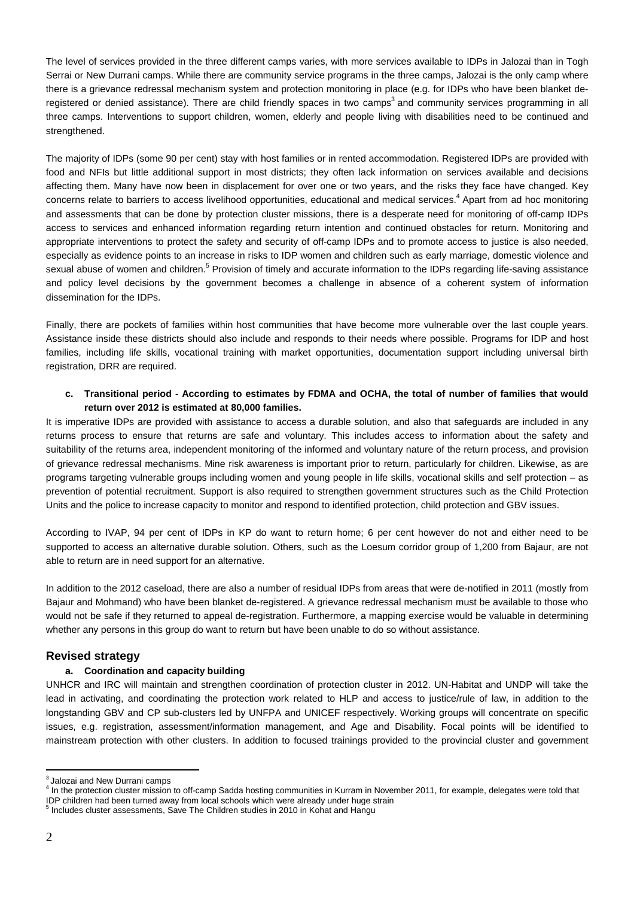The level of services provided in the three different camps varies, with more services available to IDPs in Jalozai than in Togh Serrai or New Durrani camps. While there are community service programs in the three camps, Jalozai is the only camp where there is a grievance redressal mechanism system and protection monitoring in place (e.g. for IDPs who have been blanket de-registered or denied assistance). There are child friendly spaces in two camps[3] and community services programming in all three camps. Interventions to support children, women, elderly and people living with disabilities need to be continued and strengthened.

The majority of IDPs (some 90 per cent) stay with host families or in rented accommodation. Registered IDPs are provided with food and NFIs but little additional support in most districts; they often lack information on services available and decisions affecting them. Many have now been in displacement for over one or two years, and the risks they face have changed. Key concerns relate to barriers to access livelihood opportunities, educational and medical services.[4] Apart from ad hoc monitoring and assessments that can be done by protection cluster missions, there is a desperate need for monitoring of off-camp IDPs access to services and enhanced information regarding return intention and continued obstacles for return. Monitoring and appropriate interventions to protect the safety and security of off-camp IDPs and to promote access to justice is also needed, especially as evidence points to an increase in risks to IDP women and children such as early marriage, domestic violence and sexual abuse of women and children.[5] Provision of timely and accurate information to the IDPs regarding life-saving assistance and policy level decisions by the government becomes a challenge in absence of a coherent system of information dissemination for the IDPs.

Finally, there are pockets of families within host communities that have become more vulnerable over the last couple years. Assistance inside these districts should also include and responds to their needs where possible. Programs for IDP and host families, including life skills, vocational training with market opportunities, documentation support including universal birth registration, DRR are required.

**c. Transitional period - According to estimates by FDMA and OCHA, the total of number of families that would return over 2012 is estimated at 80,000 families.**

It is imperative IDPs are provided with assistance to access a durable solution, and also that safeguards are included in any returns process to ensure that returns are safe and voluntary. This includes access to information about the safety and suitability of the returns area, independent monitoring of the informed and voluntary nature of the return process, and provision of grievance redressal mechanisms. Mine risk awareness is important prior to return, particularly for children. Likewise, as are programs targeting vulnerable groups including women and young people in life skills, vocational skills and self protection – as prevention of potential recruitment. Support is also required to strengthen government structures such as the Child Protection Units and the police to increase capacity to monitor and respond to identified protection, child protection and GBV issues.

According to IVAP, 94 per cent of IDPs in KP do want to return home; 6 per cent however do not and either need to be supported to access an alternative durable solution. Others, such as the Loesum corridor group of 1,200 from Bajaur, are not able to return are in need support for an alternative.

In addition to the 2012 caseload, there are also a number of residual IDPs from areas that were de-notified in 2011 (mostly from Bajaur and Mohmand) who have been blanket de-registered. A grievance redressal mechanism must be available to those who would not be safe if they returned to appeal de-registration. Furthermore, a mapping exercise would be valuable in determining whether any persons in this group do want to return but have been unable to do so without assistance.

## Revised strategy

**a. Coordination and capacity building**

UNHCR and IRC will maintain and strengthen coordination of protection cluster in 2012. UN-Habitat and UNDP will take the lead in activating, and coordinating the protection work related to HLP and access to justice/rule of law, in addition to the longstanding GBV and CP sub-clusters led by UNFPA and UNICEF respectively. Working groups will concentrate on specific issues, e.g. registration, assessment/information management, and Age and Disability. Focal points will be identified to mainstream protection with other clusters. In addition to focused trainings provided to the provincial cluster and government

---

[3] Jalozai and New Durrani camps

[4] In the protection cluster mission to off-camp Sadda hosting communities in Kurram in November 2011, for example, delegates were told that IDP children had been turned away from local schools which were already under huge strain

[5] Includes cluster assessments, Save The Children studies in 2010 in Kohat and Hangu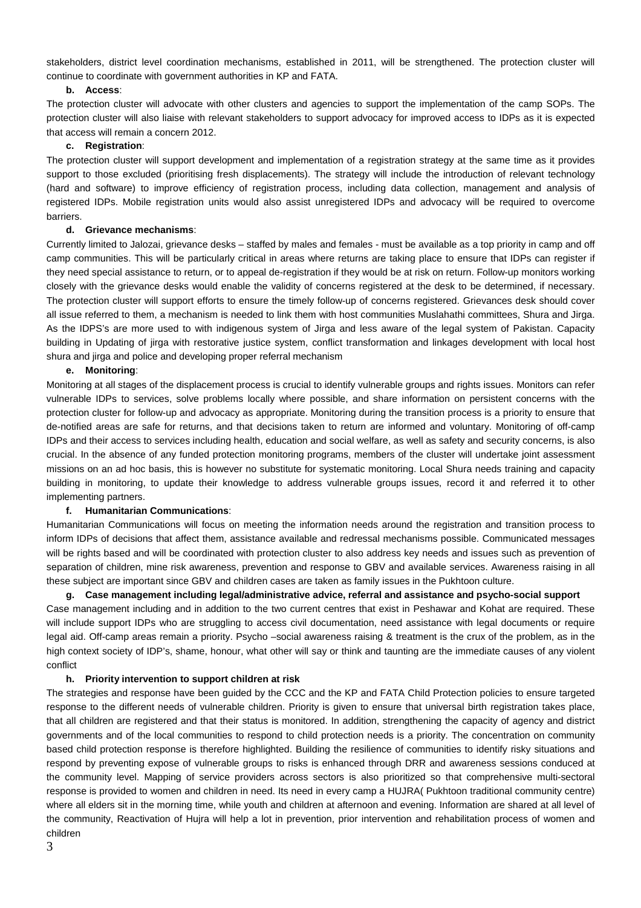stakeholders, district level coordination mechanisms, established in 2011, will be strengthened. The protection cluster will continue to coordinate with government authorities in KP and FATA.

**b. Access**:

The protection cluster will advocate with other clusters and agencies to support the implementation of the camp SOPs. The protection cluster will also liaise with relevant stakeholders to support advocacy for improved access to IDPs as it is expected that access will remain a concern 2012.

**c. Registration**:

The protection cluster will support development and implementation of a registration strategy at the same time as it provides support to those excluded (prioritising fresh displacements). The strategy will include the introduction of relevant technology (hard and software) to improve efficiency of registration process, including data collection, management and analysis of registered IDPs. Mobile registration units would also assist unregistered IDPs and advocacy will be required to overcome barriers.

**d. Grievance mechanisms**:

Currently limited to Jalozai, grievance desks – staffed by males and females - must be available as a top priority in camp and off camp communities. This will be particularly critical in areas where returns are taking place to ensure that IDPs can register if they need special assistance to return, or to appeal de-registration if they would be at risk on return. Follow-up monitors working closely with the grievance desks would enable the validity of concerns registered at the desk to be determined, if necessary. The protection cluster will support efforts to ensure the timely follow-up of concerns registered. Grievances desk should cover all issue referred to them, a mechanism is needed to link them with host communities Muslahathi committees, Shura and Jirga. As the IDPS's are more used to with indigenous system of Jirga and less aware of the legal system of Pakistan. Capacity building in Updating of jirga with restorative justice system, conflict transformation and linkages development with local host shura and jirga and police and developing proper referral mechanism

**e. Monitoring**:

Monitoring at all stages of the displacement process is crucial to identify vulnerable groups and rights issues. Monitors can refer vulnerable IDPs to services, solve problems locally where possible, and share information on persistent concerns with the protection cluster for follow-up and advocacy as appropriate. Monitoring during the transition process is a priority to ensure that de-notified areas are safe for returns, and that decisions taken to return are informed and voluntary. Monitoring of off-camp IDPs and their access to services including health, education and social welfare, as well as safety and security concerns, is also crucial. In the absence of any funded protection monitoring programs, members of the cluster will undertake joint assessment missions on an ad hoc basis, this is however no substitute for systematic monitoring. Local Shura needs training and capacity building in monitoring, to update their knowledge to address vulnerable groups issues, record it and referred it to other implementing partners.

**f. Humanitarian Communications**:

Humanitarian Communications will focus on meeting the information needs around the registration and transition process to inform IDPs of decisions that affect them, assistance available and redressal mechanisms possible. Communicated messages will be rights based and will be coordinated with protection cluster to also address key needs and issues such as prevention of separation of children, mine risk awareness, prevention and response to GBV and available services. Awareness raising in all these subject are important since GBV and children cases are taken as family issues in the Pukhtoon culture.

**g. Case management including legal/administrative advice, referral and assistance and psycho-social support**

Case management including and in addition to the two current centres that exist in Peshawar and Kohat are required. These will include support IDPs who are struggling to access civil documentation, need assistance with legal documents or require legal aid. Off-camp areas remain a priority. Psycho –social awareness raising & treatment is the crux of the problem, as in the high context society of IDP's, shame, honour, what other will say or think and taunting are the immediate causes of any violent conflict

**h. Priority intervention to support children at risk**

The strategies and response have been guided by the CCC and the KP and FATA Child Protection policies to ensure targeted response to the different needs of vulnerable children. Priority is given to ensure that universal birth registration takes place, that all children are registered and that their status is monitored. In addition, strengthening the capacity of agency and district governments and of the local communities to respond to child protection needs is a priority. The concentration on community based child protection response is therefore highlighted. Building the resilience of communities to identify risky situations and respond by preventing expose of vulnerable groups to risks is enhanced through DRR and awareness sessions conduced at the community level. Mapping of service providers across sectors is also prioritized so that comprehensive multi-sectoral response is provided to women and children in need. Its need in every camp a HUJRA( Pukhtoon traditional community centre) where all elders sit in the morning time, while youth and children at afternoon and evening. Information are shared at all level of the community, Reactivation of Hujra will help a lot in prevention, prior intervention and rehabilitation process of women and children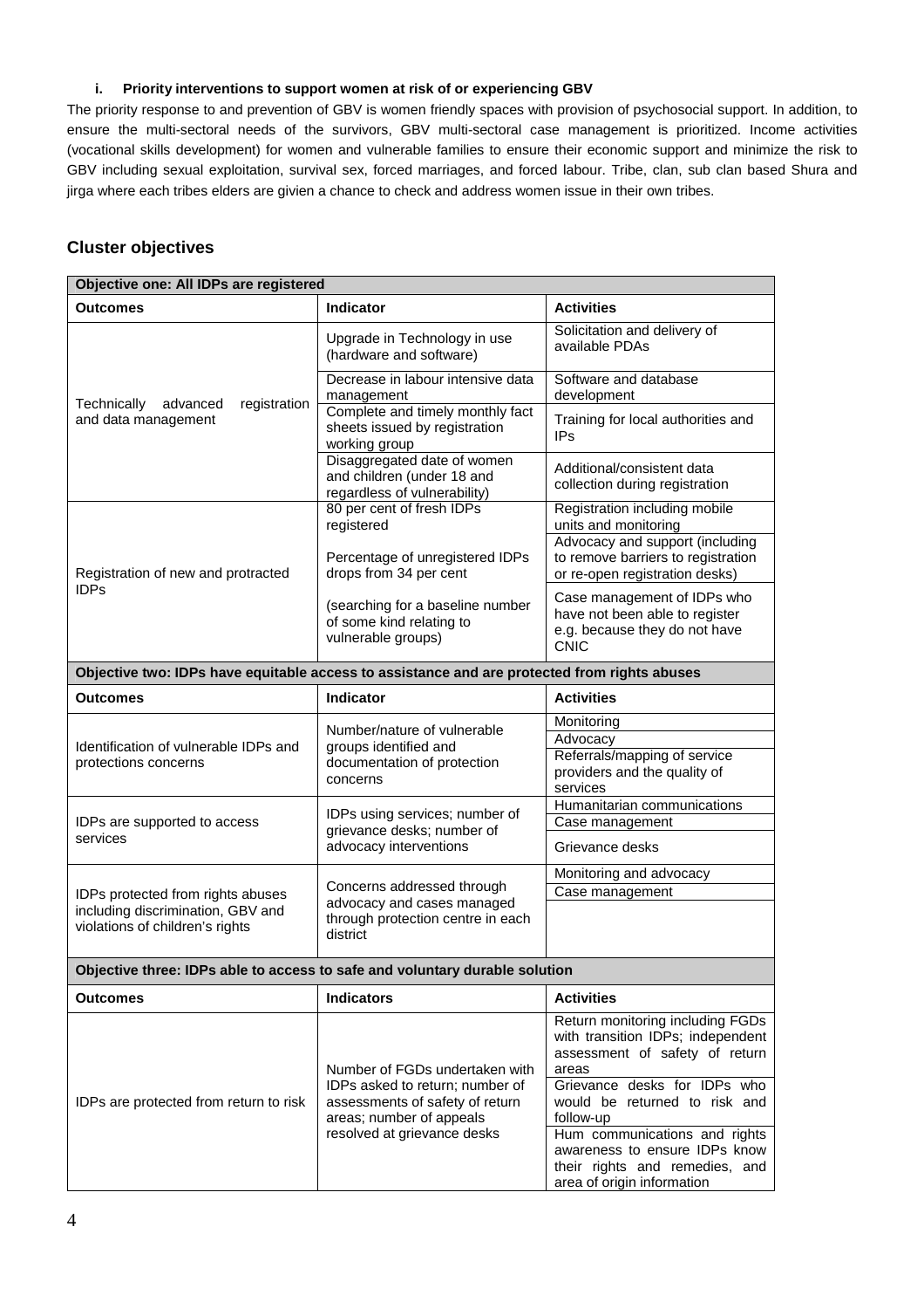#### i. Priority interventions to support women at risk of or experiencing GBV

The priority response to and prevention of GBV is women friendly spaces with provision of psychosocial support. In addition, to ensure the multi-sectoral needs of the survivors, GBV multi-sectoral case management is prioritized. Income activities (vocational skills development) for women and vulnerable families to ensure their economic support and minimize the risk to GBV including sexual exploitation, survival sex, forced marriages, and forced labour. Tribe, clan, sub clan based Shura and jirga where each tribes elders are givien a chance to check and address women issue in their own tribes.

## Cluster objectives

| Objective one: All IDPs are registered | | |
|---|---|---|
| **Outcomes** | **Indicator** | **Activities** |
| Technically advanced registration and data management | Upgrade in Technology in use (hardware and software) | Solicitation and delivery of available PDAs |
| | Decrease in labour intensive data management | Software and database development |
| | Complete and timely monthly fact sheets issued by registration working group | Training for local authorities and IPs |
| | Disaggregated date of women and children (under 18 and regardless of vulnerability) | Additional/consistent data collection during registration |
| Registration of new and protracted IDPs | 80 per cent of fresh IDPs registered<br><br>Percentage of unregistered IDPs drops from 34 per cent<br><br>(searching for a baseline number of some kind relating to vulnerable groups) | Registration including mobile units and monitoring |
| | | Advocacy and support (including to remove barriers to registration or re-open registration desks) |
| | | Case management of IDPs who have not been able to register e.g. because they do not have CNIC |
| **Objective two: IDPs have equitable access to assistance and are protected from rights abuses** | | |
| **Outcomes** | **Indicator** | **Activities** |
| Identification of vulnerable IDPs and protections concerns | Number/nature of vulnerable groups identified and documentation of protection concerns | Monitoring |
| | | Advocacy |
| | | Referrals/mapping of service providers and the quality of services |
| IDPs are supported to access services | IDPs using services; number of grievance desks; number of advocacy interventions | Humanitarian communications |
| | | Case management |
| | | Grievance desks |
| IDPs protected from rights abuses including discrimination, GBV and violations of children's rights | Concerns addressed through advocacy and cases managed through protection centre in each district | Monitoring and advocacy |
| | | Case management |
| | | |
| **Objective three: IDPs able to access to safe and voluntary durable solution** | | |
| **Outcomes** | **Indicators** | **Activities** |
| IDPs are protected from return to risk | Number of FGDs undertaken with IDPs asked to return; number of assessments of safety of return areas; number of appeals resolved at grievance desks | Return monitoring including FGDs with transition IDPs; independent assessment of safety of return areas |
| | | Grievance desks for IDPs who would be returned to risk and follow-up |
| | | Hum communications and rights awareness to ensure IDPs know their rights and remedies, and area of origin information |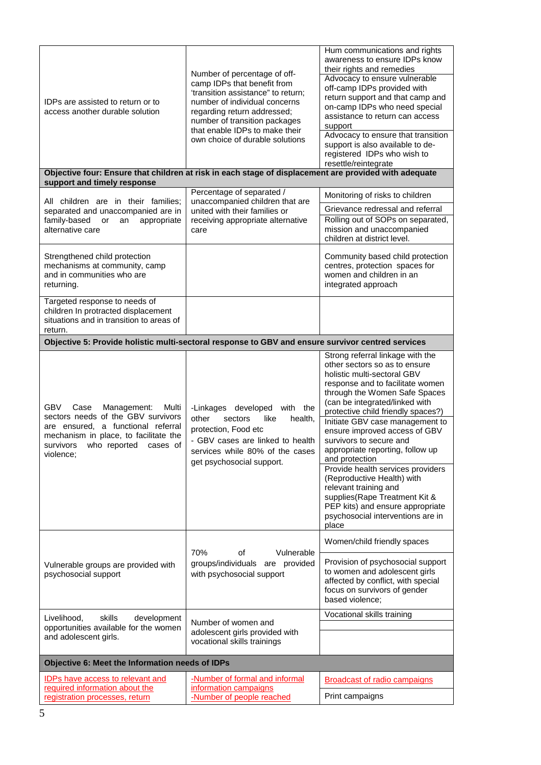| | | |
|---|---|---|
| IDPs are assisted to return or to access another durable solution | Number of percentage of off-camp IDPs that benefit from 'transition assistance" to return; number of individual concerns regarding return addressed; number of transition packages that enable IDPs to make their own choice of durable solutions | Hum communications and rights awareness to ensure IDPs know their rights and remedies<br>Advocacy to ensure vulnerable off-camp IDPs provided with return support and that camp and on-camp IDPs who need special assistance to return can access support<br>Advocacy to ensure that transition support is also available to de-registered IDPs who wish to resettle/reintegrate |
| **Objective four: Ensure that children at risk in each stage of displacement are provided with adequate support and timely response** | | |
| All children are in their families; separated and unaccompanied are in family-based or an appropriate alternative care | Percentage of separated / unaccompanied children that are united with their families or receiving appropriate alternative care | Monitoring of risks to children<br>Grievance redressal and referral<br>Rolling out of SOPs on separated, mission and unaccompanied children at district level. |
| Strengthened child protection mechanisms at community, camp and in communities who are returning. | | Community based child protection centres, protection spaces for women and children in an integrated approach |
| Targeted response to needs of children In protracted displacement situations and in transition to areas of return. | | |
| **Objective 5: Provide holistic multi-sectoral response to GBV and ensure survivor centred services** | | |
| GBV Case Management: Multi sectors needs of the GBV survivors are ensured, a functional referral mechanism in place, to facilitate the survivors who reported cases of violence; | -Linkages developed with the other sectors like health, protection, Food etc<br>- GBV cases are linked to health services while 80% of the cases get psychosocial support. | Strong referral linkage with the other sectors so as to ensure holistic multi-sectoral GBV response and to facilitate women through the Women Safe Spaces (can be integrated/linked with protective child friendly spaces?)<br>Initiate GBV case management to ensure improved access of GBV survivors to secure and appropriate reporting, follow up and protection<br>Provide health services providers (Reproductive Health) with relevant training and supplies(Rape Treatment Kit & PEP kits) and ensure appropriate psychosocial interventions are in place |
| Vulnerable groups are provided with psychosocial support | 70% of Vulnerable groups/individuals are provided with psychosocial support | Women/child friendly spaces<br>Provision of psychosocial support to women and adolescent girls affected by conflict, with special focus on survivors of gender based violence; |
| Livelihood, skills development opportunities available for the women and adolescent girls. | Number of women and adolescent girls provided with vocational skills trainings | Vocational skills training |
| **Objective 6: Meet the Information needs of IDPs** | | |
| IDPs have access to relevant and required information about the registration processes, return | -Number of formal and informal information campaigns<br>-Number of people reached | Broadcast of radio campaigns<br>Print campaigns |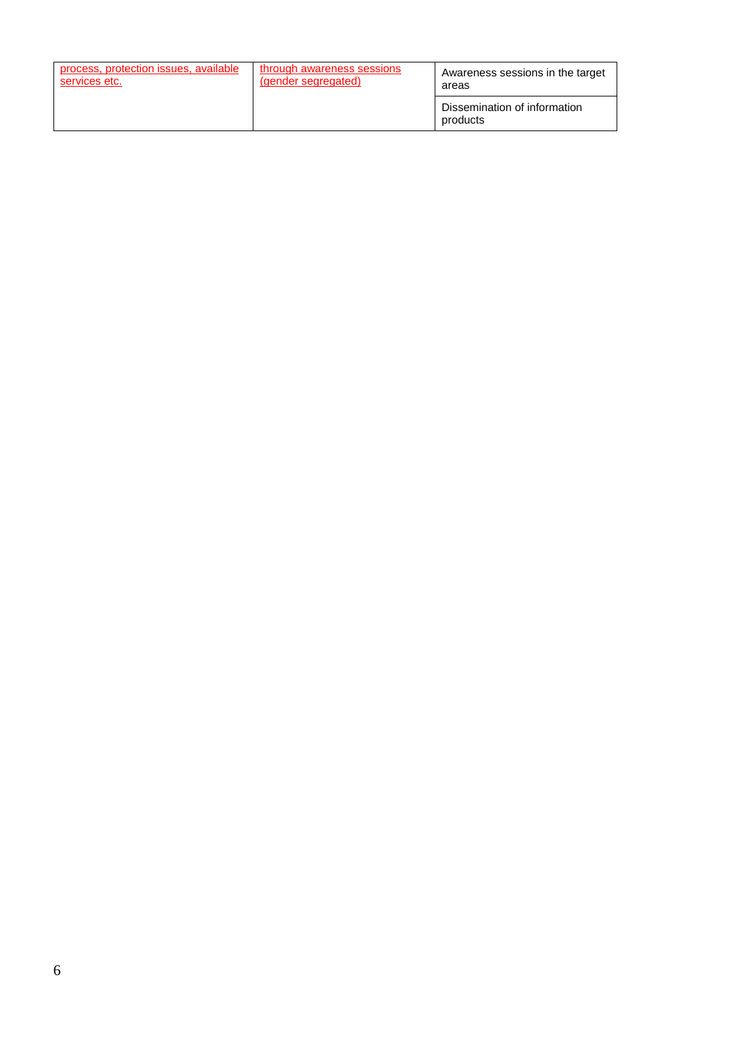| | | |
|---|---|---|
| process, protection issues, available services etc. | through awareness sessions (gender segregated) | Awareness sessions in the target areas |
| | | Dissemination of information products |